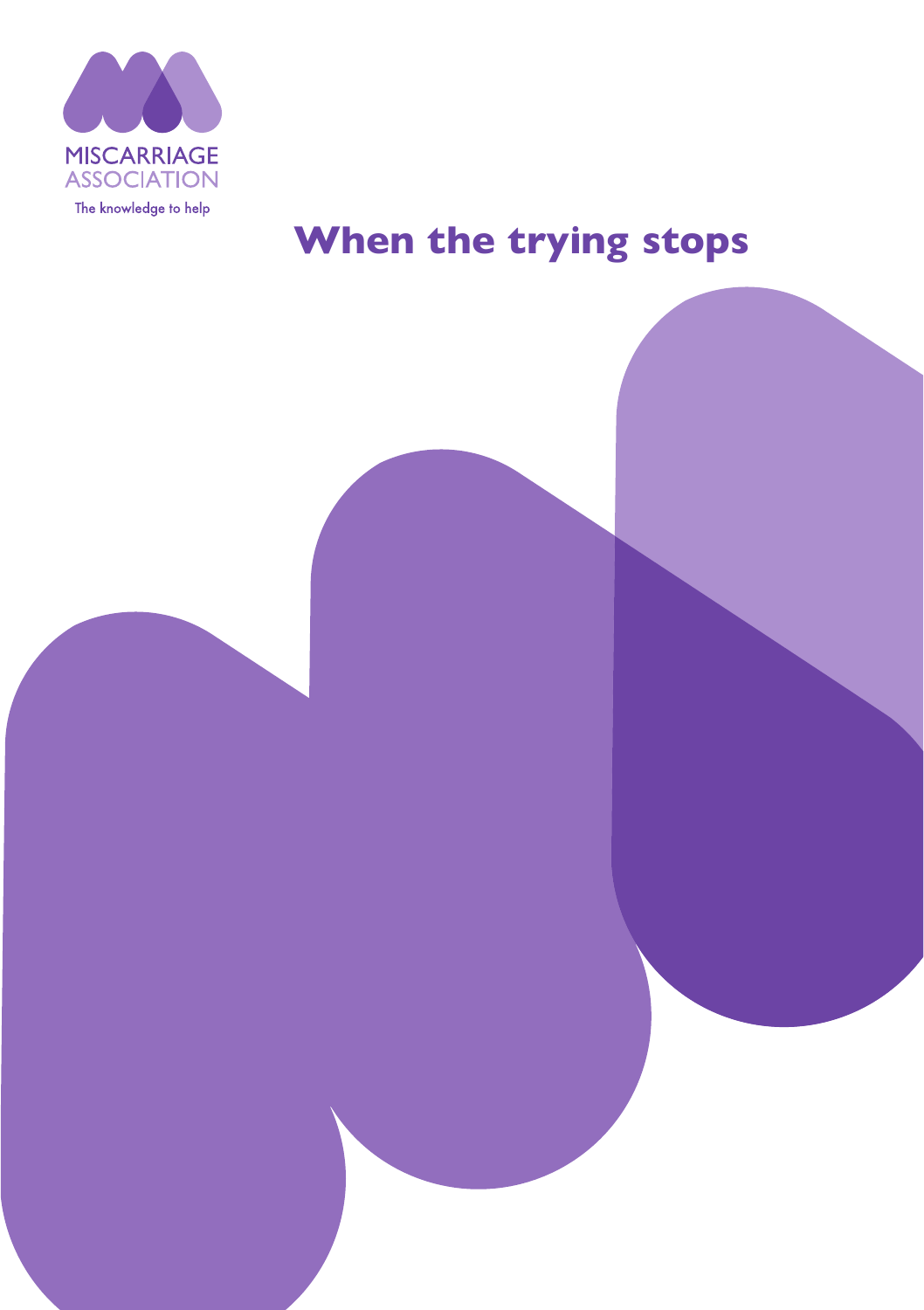MISCARRIAGE ASSOCIATION

The knowledge to help

# When the trying stops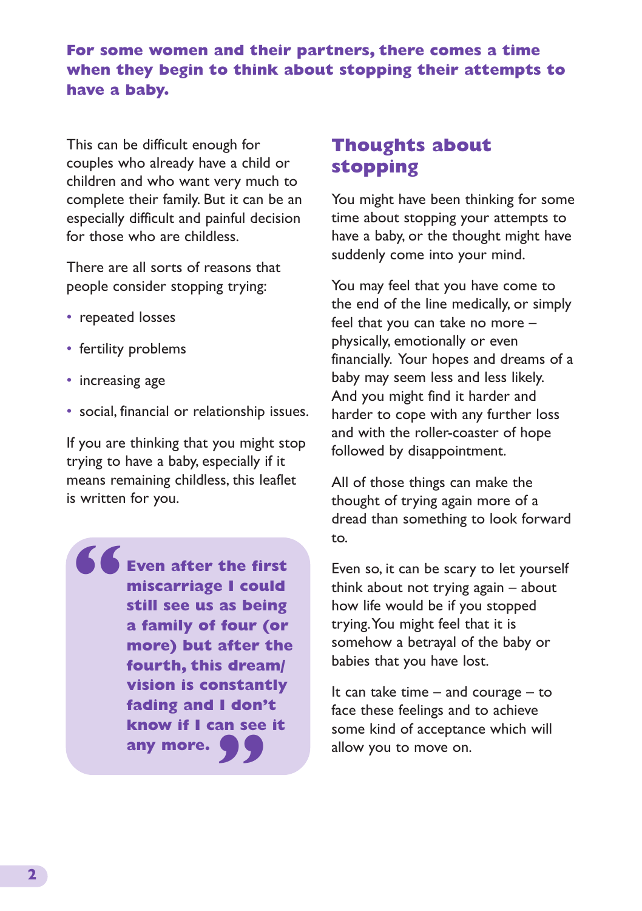**For some women and their partners, there comes a time when they begin to think about stopping their attempts to have a baby.**

This can be difficult enough for couples who already have a child or children and who want very much to complete their family. But it can be an especially difficult and painful decision for those who are childless.

There are all sorts of reasons that people consider stopping trying:

- repeated losses
- fertility problems
- increasing age
- social, financial or relationship issues.

If you are thinking that you might stop trying to have a baby, especially if it means remaining childless, this leaflet is written for you.

> **Even after the first miscarriage I could still see us as being a family of four (or more) but after the fourth, this dream/ vision is constantly fading and I don't know if I can see it any more.**

## Thoughts about stopping

You might have been thinking for some time about stopping your attempts to have a baby, or the thought might have suddenly come into your mind.

You may feel that you have come to the end of the line medically, or simply feel that you can take no more – physically, emotionally or even financially. Your hopes and dreams of a baby may seem less and less likely. And you might find it harder and harder to cope with any further loss and with the roller-coaster of hope followed by disappointment.

All of those things can make the thought of trying again more of a dread than something to look forward to.

Even so, it can be scary to let yourself think about not trying again – about how life would be if you stopped trying. You might feel that it is somehow a betrayal of the baby or babies that you have lost.

It can take time – and courage – to face these feelings and to achieve some kind of acceptance which will allow you to move on.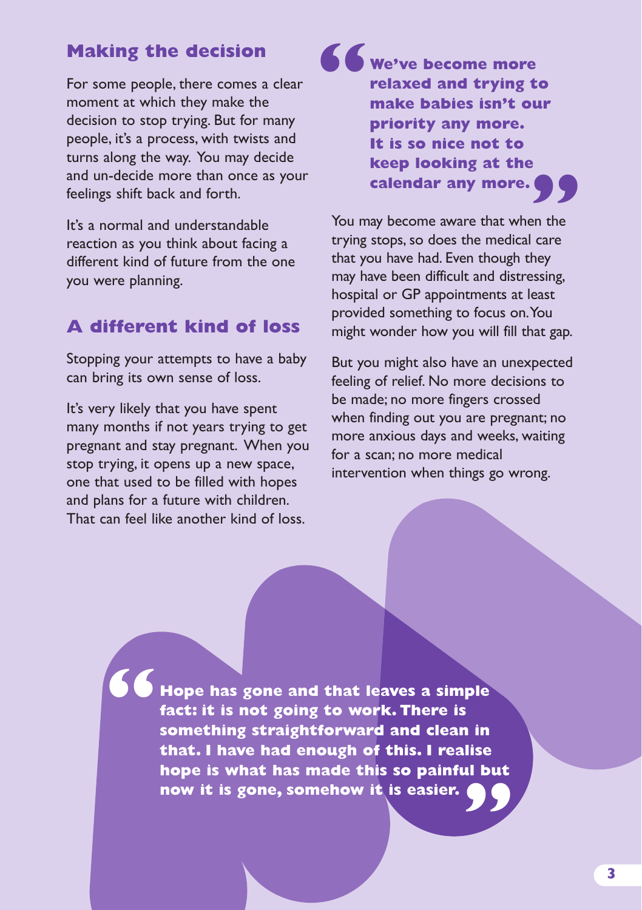## Making the decision

For some people, there comes a clear moment at which they make the decision to stop trying. But for many people, it's a process, with twists and turns along the way. You may decide and un-decide more than once as your feelings shift back and forth.

It's a normal and understandable reaction as you think about facing a different kind of future from the one you were planning.

## A different kind of loss

Stopping your attempts to have a baby can bring its own sense of loss.

It's very likely that you have spent many months if not years trying to get pregnant and stay pregnant. When you stop trying, it opens up a new space, one that used to be filled with hopes and plans for a future with children. That can feel like another kind of loss.

> **"We've become more relaxed and trying to make babies isn't our priority any more. It is so nice not to keep looking at the calendar any more."**

You may become aware that when the trying stops, so does the medical care that you have had. Even though they may have been difficult and distressing, hospital or GP appointments at least provided something to focus on. You might wonder how you will fill that gap.

But you might also have an unexpected feeling of relief. No more decisions to be made; no more fingers crossed when finding out you are pregnant; no more anxious days and weeks, waiting for a scan; no more medical intervention when things go wrong.

> **"Hope has gone and that leaves a simple fact: it is not going to work. There is something straightforward and clean in that. I have had enough of this. I realise hope is what has made this so painful but now it is gone, somehow it is easier."**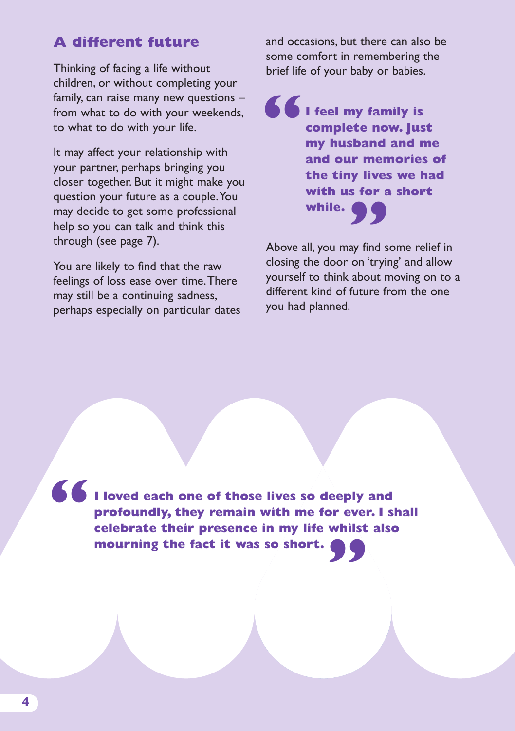## A different future

Thinking of facing a life without children, or without completing your family, can raise many new questions – from what to do with your weekends, to what to do with your life.

It may affect your relationship with your partner, perhaps bringing you closer together. But it might make you question your future as a couple. You may decide to get some professional help so you can talk and think this through (see page 7).

You are likely to find that the raw feelings of loss ease over time. There may still be a continuing sadness, perhaps especially on particular dates and occasions, but there can also be some comfort in remembering the brief life of your baby or babies.

> **“I feel my family is complete now. Just my husband and me and our memories of the tiny lives we had with us for a short while.”**

Above all, you may find some relief in closing the door on 'trying' and allow yourself to think about moving on to a different kind of future from the one you had planned.

> **“I loved each one of those lives so deeply and profoundly, they remain with me for ever. I shall celebrate their presence in my life whilst also mourning the fact it was so short.”**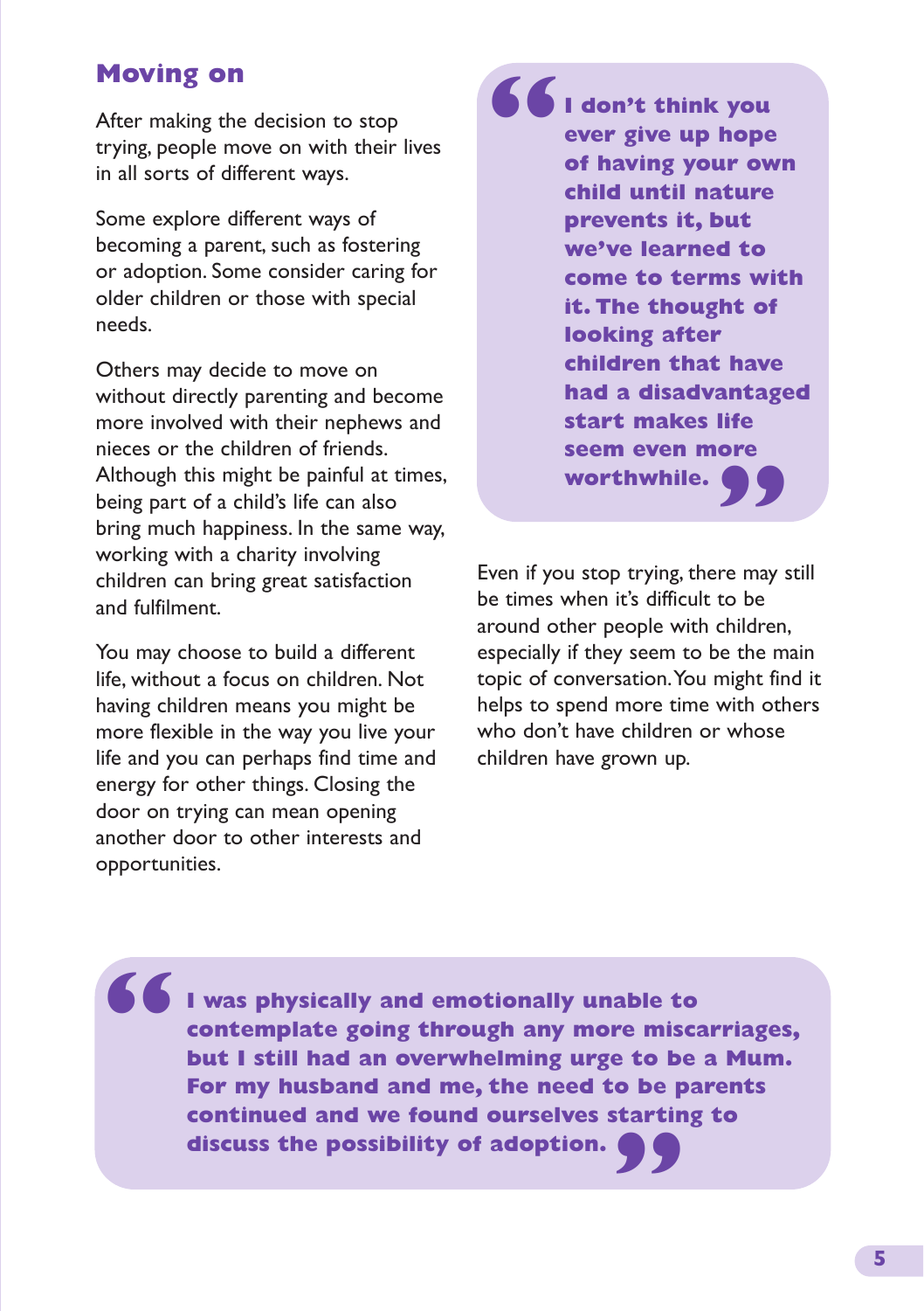## Moving on

After making the decision to stop trying, people move on with their lives in all sorts of different ways.

Some explore different ways of becoming a parent, such as fostering or adoption. Some consider caring for older children or those with special needs.

Others may decide to move on without directly parenting and become more involved with their nephews and nieces or the children of friends. Although this might be painful at times, being part of a child's life can also bring much happiness. In the same way, working with a charity involving children can bring great satisfaction and fulfilment.

You may choose to build a different life, without a focus on children. Not having children means you might be more flexible in the way you live your life and you can perhaps find time and energy for other things. Closing the door on trying can mean opening another door to other interests and opportunities.

> **"I don't think you ever give up hope of having your own child until nature prevents it, but we've learned to come to terms with it. The thought of looking after children that have had a disadvantaged start makes life seem even more worthwhile."**

Even if you stop trying, there may still be times when it's difficult to be around other people with children, especially if they seem to be the main topic of conversation. You might find it helps to spend more time with others who don't have children or whose children have grown up.

> **"I was physically and emotionally unable to contemplate going through any more miscarriages, but I still had an overwhelming urge to be a Mum. For my husband and me, the need to be parents continued and we found ourselves starting to discuss the possibility of adoption."**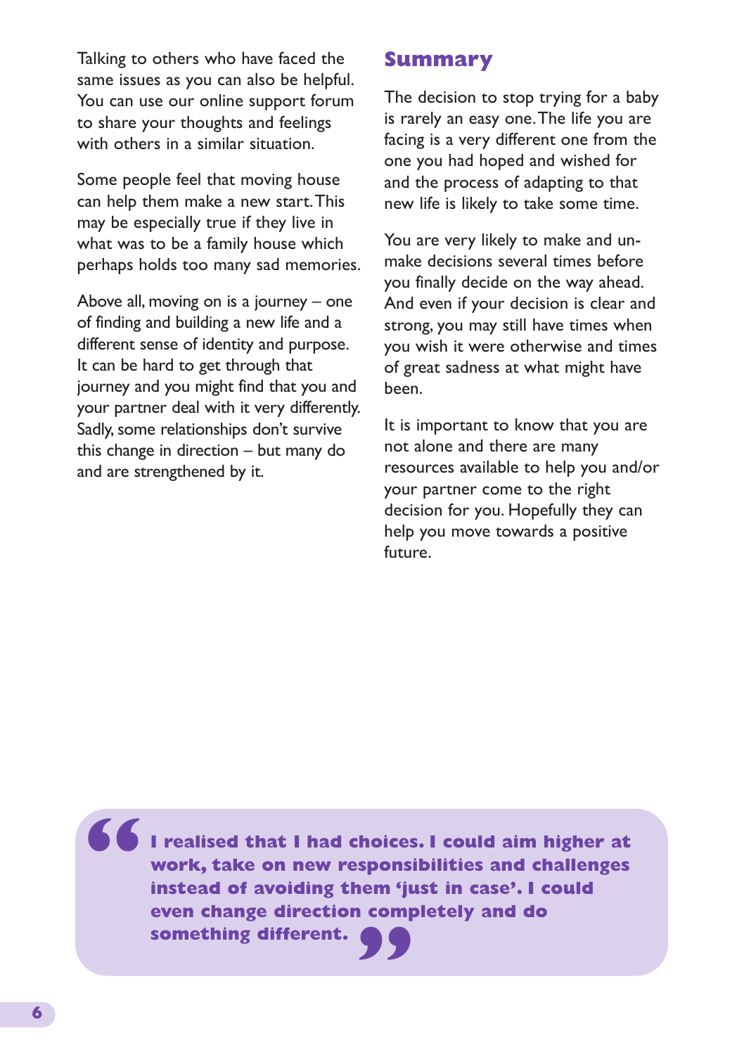Talking to others who have faced the same issues as you can also be helpful. You can use our online support forum to share your thoughts and feelings with others in a similar situation.

Some people feel that moving house can help them make a new start. This may be especially true if they live in what was to be a family house which perhaps holds too many sad memories.

Above all, moving on is a journey – one of finding and building a new life and a different sense of identity and purpose. It can be hard to get through that journey and you might find that you and your partner deal with it very differently. Sadly, some relationships don't survive this change in direction – but many do and are strengthened by it.

## Summary

The decision to stop trying for a baby is rarely an easy one. The life you are facing is a very different one from the one you had hoped and wished for and the process of adapting to that new life is likely to take some time.

You are very likely to make and unmake decisions several times before you finally decide on the way ahead. And even if your decision is clear and strong, you may still have times when you wish it were otherwise and times of great sadness at what might have been.

It is important to know that you are not alone and there are many resources available to help you and/or your partner come to the right decision for you. Hopefully they can help you move towards a positive future.

> **"I realised that I had choices. I could aim higher at work, take on new responsibilities and challenges instead of avoiding them 'just in case'. I could even change direction completely and do something different."**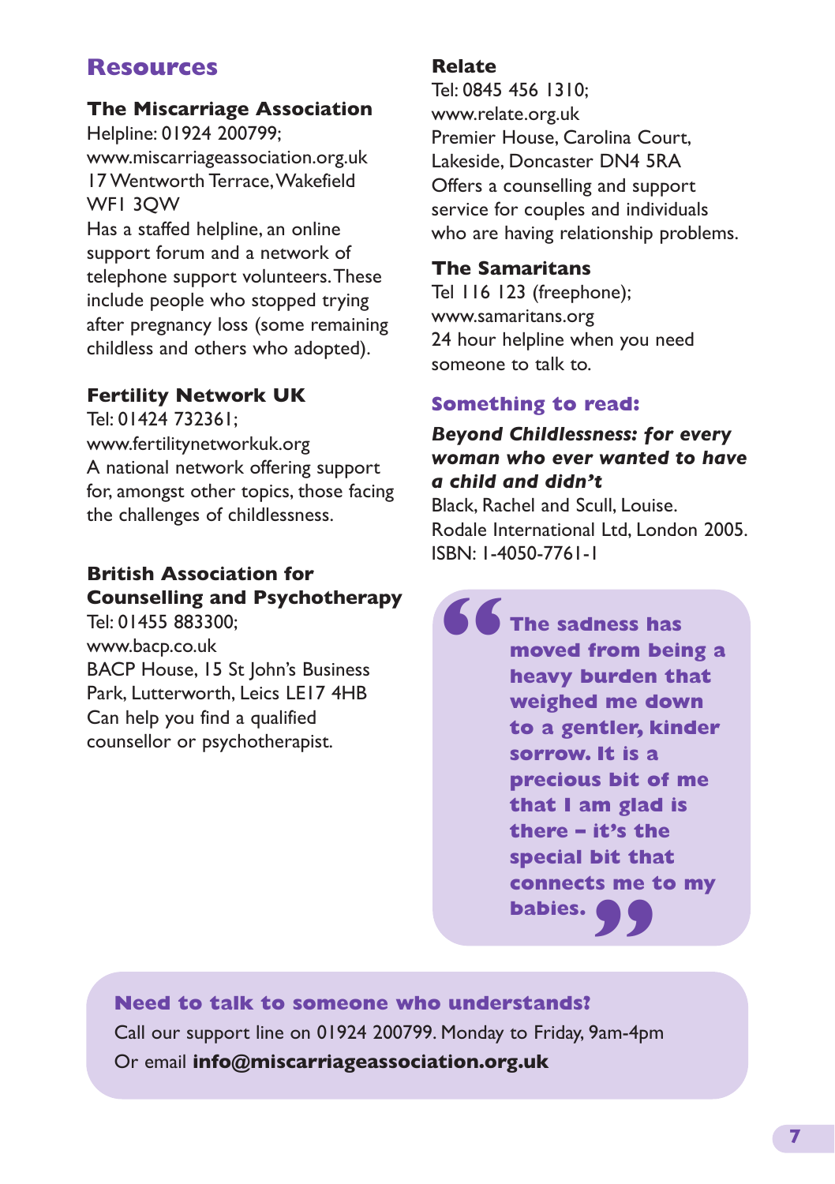## Resources

**The Miscarriage Association**
Helpline: 01924 200799;
www.miscarriageassociation.org.uk
17 Wentworth Terrace, Wakefield
WF1 3QW
Has a staffed helpline, an online support forum and a network of telephone support volunteers. These include people who stopped trying after pregnancy loss (some remaining childless and others who adopted).

**Fertility Network UK**
Tel: 01424 732361;
www.fertilitynetworkuk.org
A national network offering support for, amongst other topics, those facing the challenges of childlessness.

**British Association for Counselling and Psychotherapy**
Tel: 01455 883300;
www.bacp.co.uk
BACP House, 15 St John's Business Park, Lutterworth, Leics LE17 4HB
Can help you find a qualified counsellor or psychotherapist.

**Relate**
Tel: 0845 456 1310;
www.relate.org.uk
Premier House, Carolina Court, Lakeside, Doncaster DN4 5RA
Offers a counselling and support service for couples and individuals who are having relationship problems.

**The Samaritans**
Tel 116 123 (freephone);
www.samaritans.org
24 hour helpline when you need someone to talk to.

### Something to read:

***Beyond Childlessness: for every woman who ever wanted to have a child and didn't***
Black, Rachel and Scull, Louise.
Rodale International Ltd, London 2005.
ISBN: 1-4050-7761-1

> **"The sadness has moved from being a heavy burden that weighed me down to a gentler, kinder sorrow. It is a precious bit of me that I am glad is there – it's the special bit that connects me to my babies."**

**Need to talk to someone who understands?**
Call our support line on 01924 200799. Monday to Friday, 9am-4pm
Or email **info@miscarriageassociation.org.uk**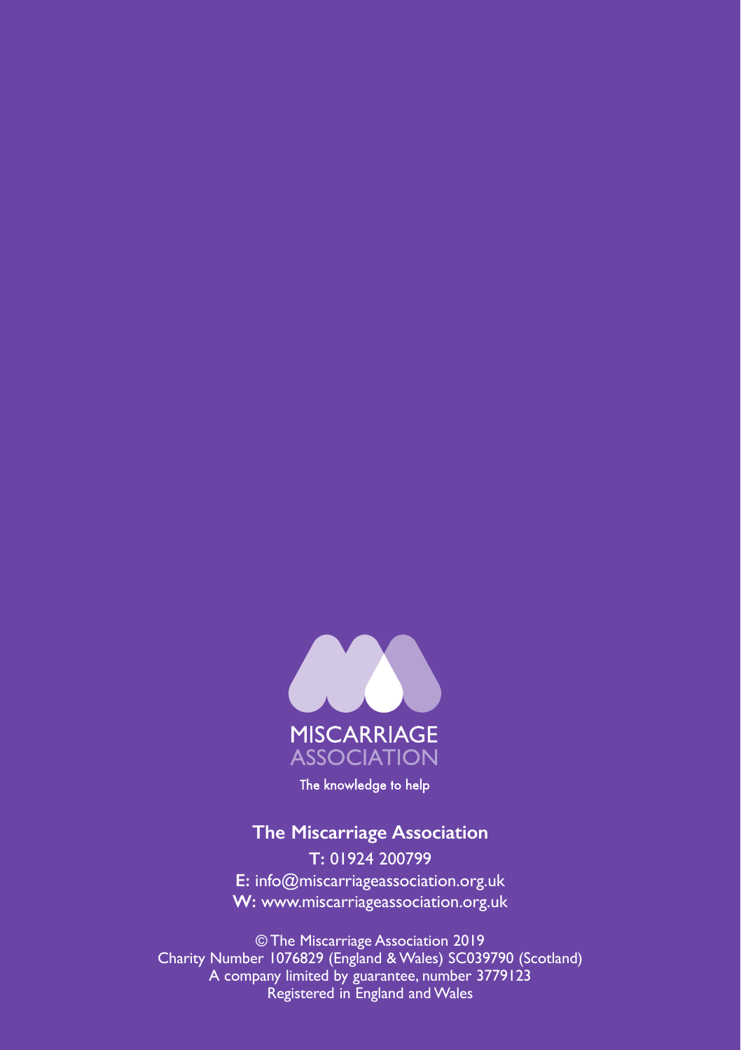MISCARRIAGE
ASSOCIATION

The knowledge to help

**The Miscarriage Association**

**T:** 01924 200799

**E:** info@miscarriageassociation.org.uk

**W:** www.miscarriageassociation.org.uk

© The Miscarriage Association 2019
Charity Number 1076829 (England & Wales) SC039790 (Scotland)
A company limited by guarantee, number 3779123
Registered in England and Wales